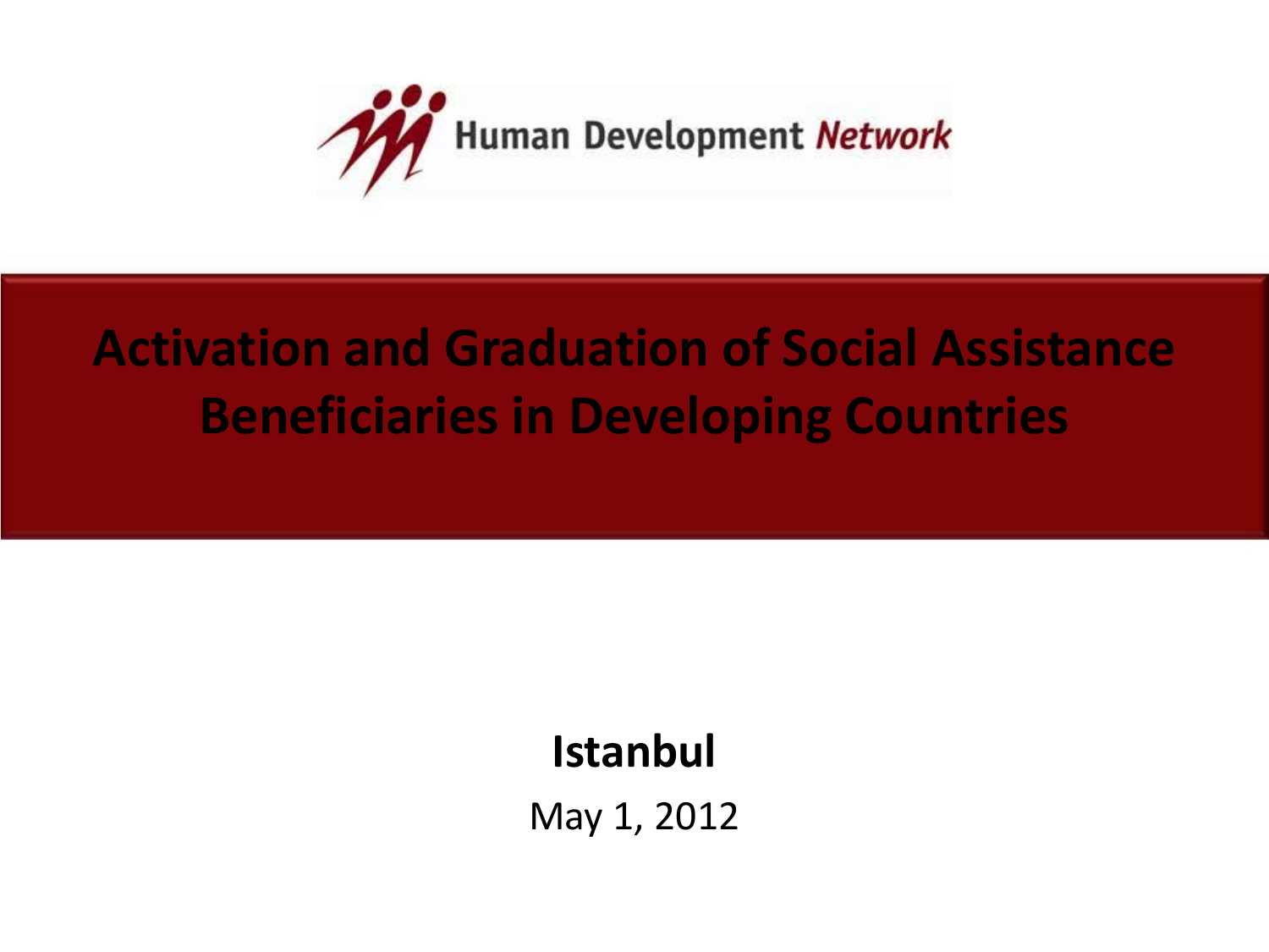Human Development *Network*

# Activation and Graduation of Social Assistance Beneficiaries in Developing Countries

**Istanbul**

May 1, 2012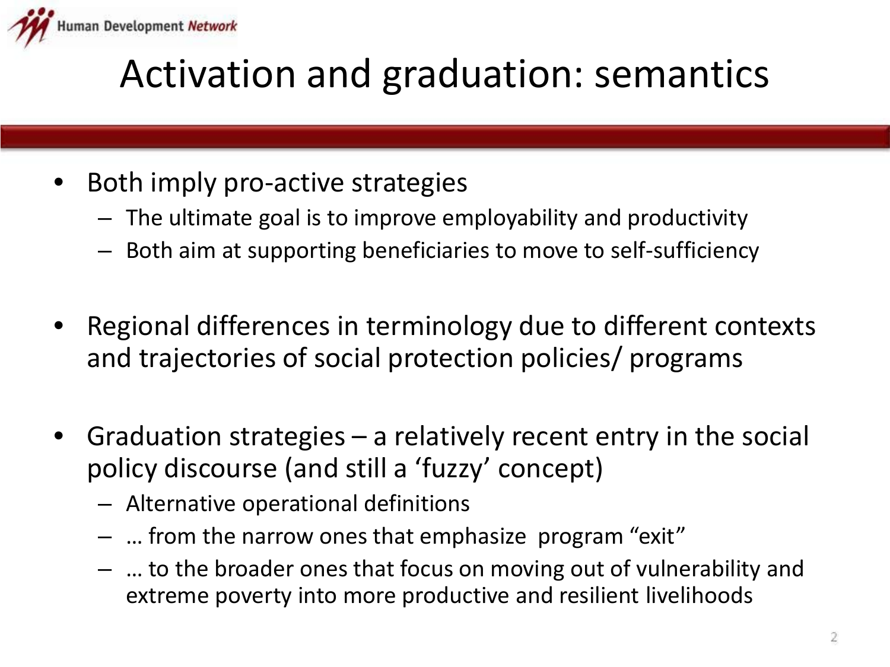# Activation and graduation: semantics

- Both imply pro-active strategies
  - The ultimate goal is to improve employability and productivity
  - Both aim at supporting beneficiaries to move to self-sufficiency

- Regional differences in terminology due to different contexts and trajectories of social protection policies/ programs

- Graduation strategies – a relatively recent entry in the social policy discourse (and still a 'fuzzy' concept)
  - Alternative operational definitions
  - … from the narrow ones that emphasize program "exit"
  - … to the broader ones that focus on moving out of vulnerability and extreme poverty into more productive and resilient livelihoods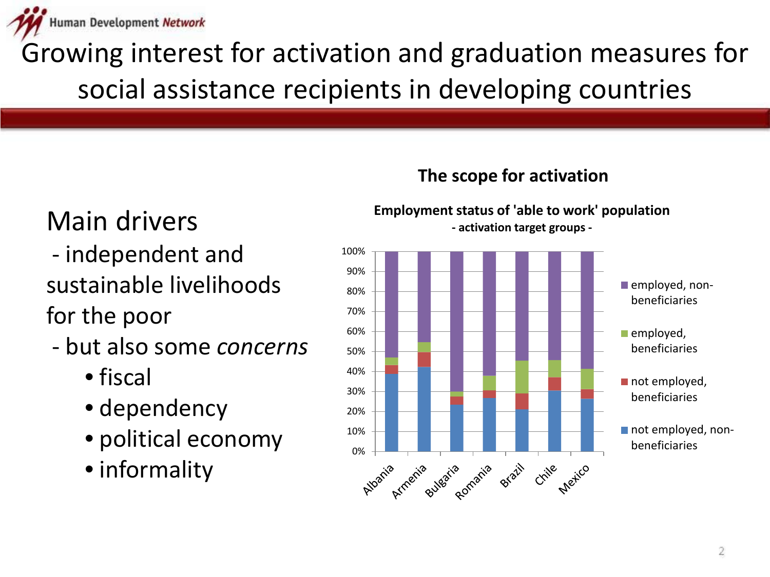# Growing interest for activation and graduation measures for social assistance recipients in developing countries

## Main drivers

- independent and sustainable livelihoods for the poor
- but also some *concerns*
  - fiscal
  - dependency
  - political economy
  - informality

### The scope for activation

**Employment status of 'able to work' population**
**- activation target groups -**

Legend: employed, non-beneficiaries; employed, beneficiaries; not employed, beneficiaries; not employed, non-beneficiaries

Countries: Albania, Armenia, Bulgaria, Romania, Brazil, Chile, Mexico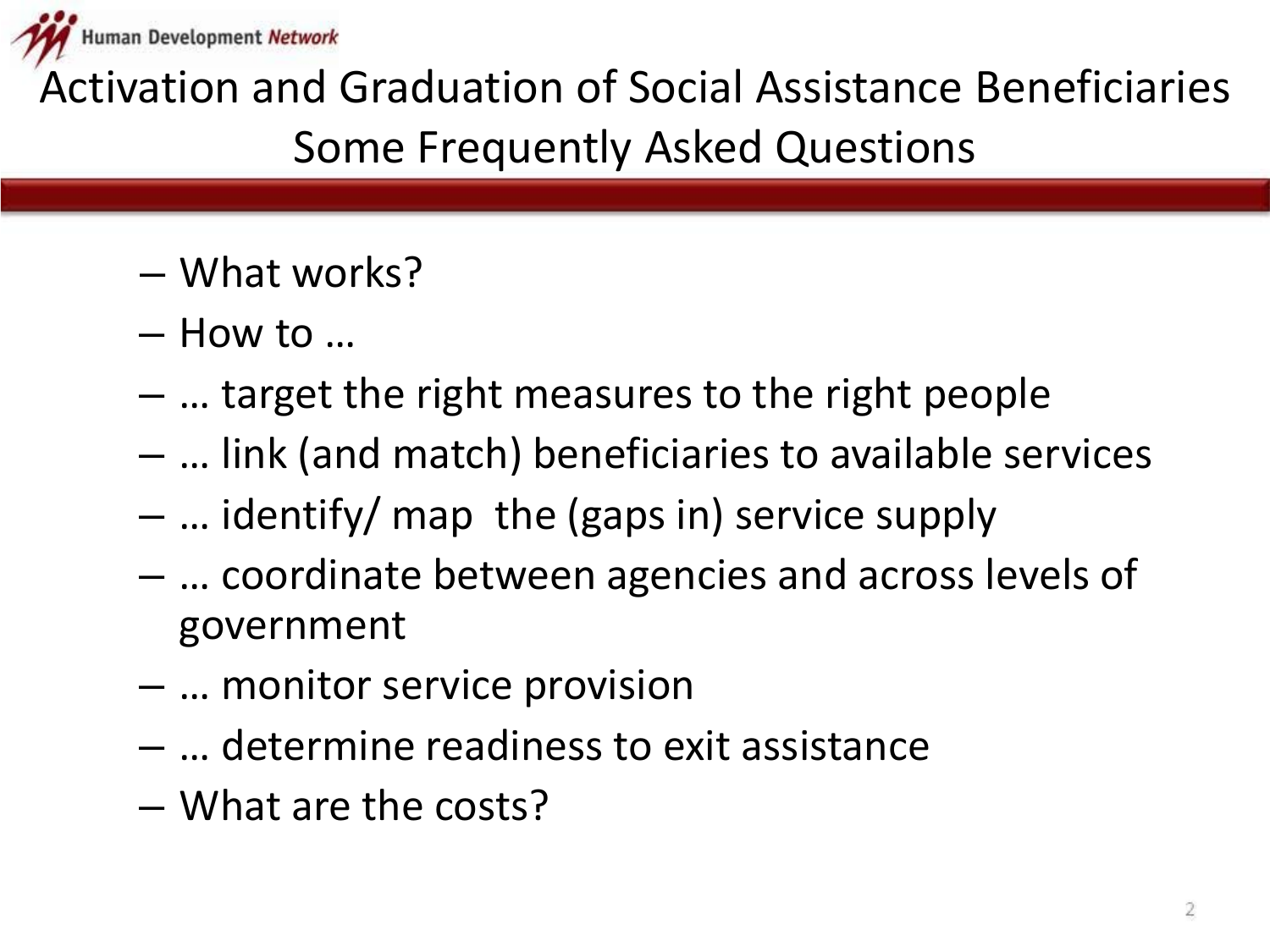# Activation and Graduation of Social Assistance Beneficiaries
## Some Frequently Asked Questions

- What works?
- How to …
- … target the right measures to the right people
- … link (and match) beneficiaries to available services
- … identify/ map the (gaps in) service supply
- … coordinate between agencies and across levels of government
- … monitor service provision
- … determine readiness to exit assistance
- What are the costs?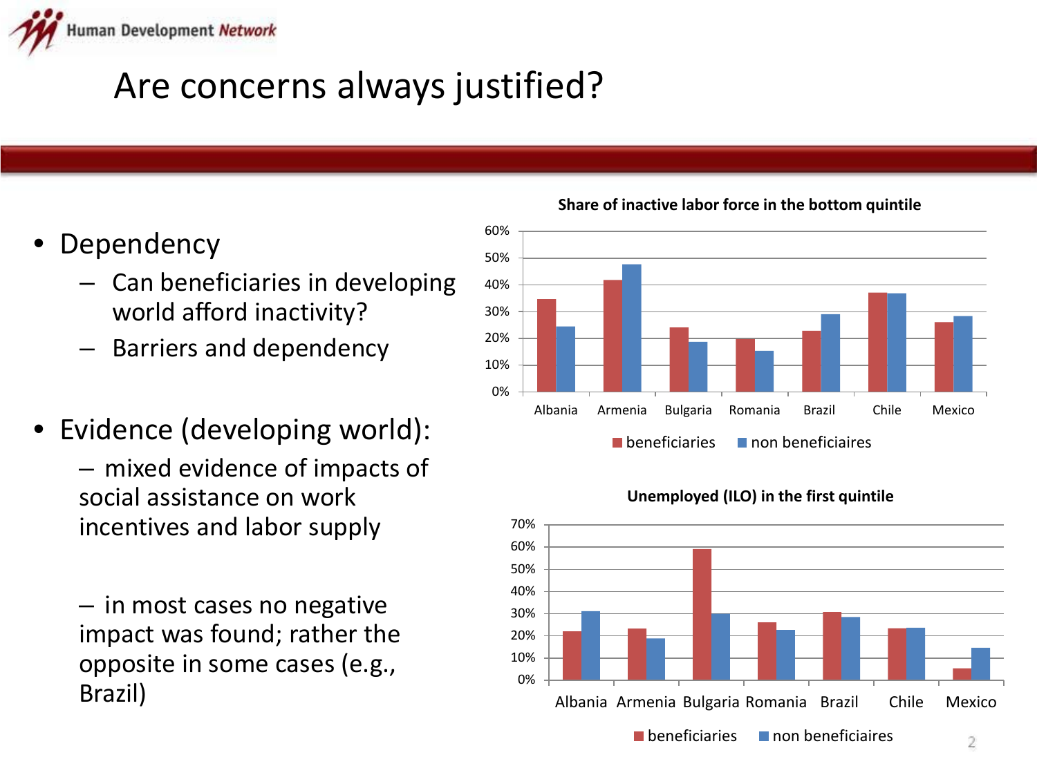# Are concerns always justified?

- Dependency
  - Can beneficiaries in developing world afford inactivity?
  - Barriers and dependency

- Evidence (developing world):
  - mixed evidence of impacts of social assistance on work incentives and labor supply
  - in most cases no negative impact was found; rather the opposite in some cases (e.g., Brazil)

**Share of inactive labor force in the bottom quintile**

| Country | beneficiaries | non beneficiaires |
|---|---|---|
| Albania | ~35% | ~24% |
| Armenia | ~42% | ~48% |
| Bulgaria | ~24% | ~19% |
| Romania | ~20% | ~15% |
| Brazil | ~23% | ~29% |
| Chile | ~37% | ~37% |
| Mexico | ~26% | ~28% |

**Unemployed (ILO) in the first quintile**

| Country | beneficiaries | non beneficiaires |
|---|---|---|
| Albania | ~22% | ~31% |
| Armenia | ~23% | ~19% |
| Bulgaria | ~59% | ~30% |
| Romania | ~26% | ~23% |
| Brazil | ~31% | ~28% |
| Chile | ~23% | ~24% |
| Mexico | ~5% | ~14% |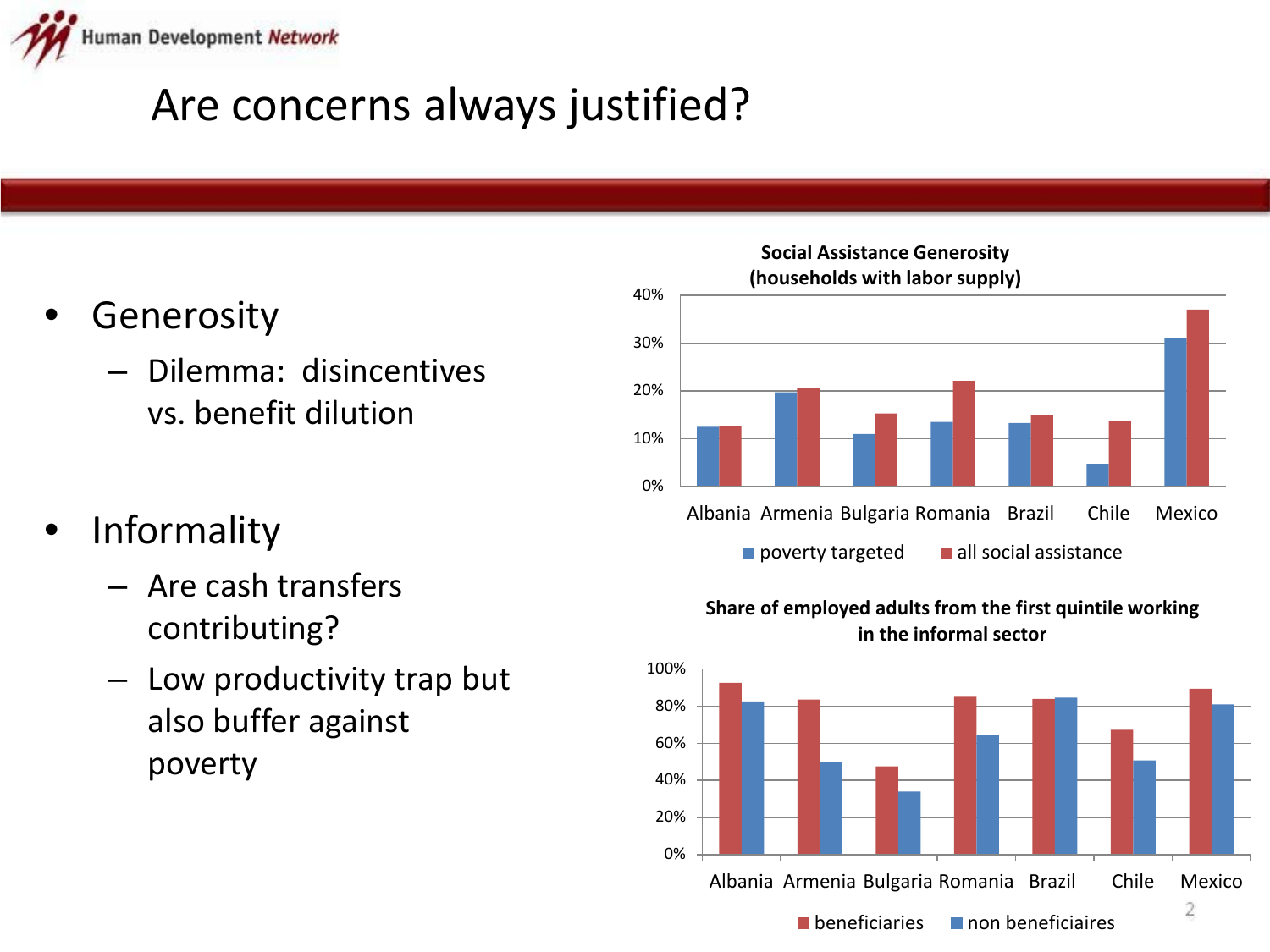# Are concerns always justified?

- Generosity
  - Dilemma: disincentives vs. benefit dilution
- Informality
  - Are cash transfers contributing?
  - Low productivity trap but also buffer against poverty

**Social Assistance Generosity (households with labor supply)**

Albania, Armenia, Bulgaria, Romania, Brazil, Chile, Mexico

poverty targeted | all social assistance

**Share of employed adults from the first quintile working in the informal sector**

Albania, Armenia, Bulgaria, Romania, Brazil, Chile, Mexico

beneficiaries | non beneficiaires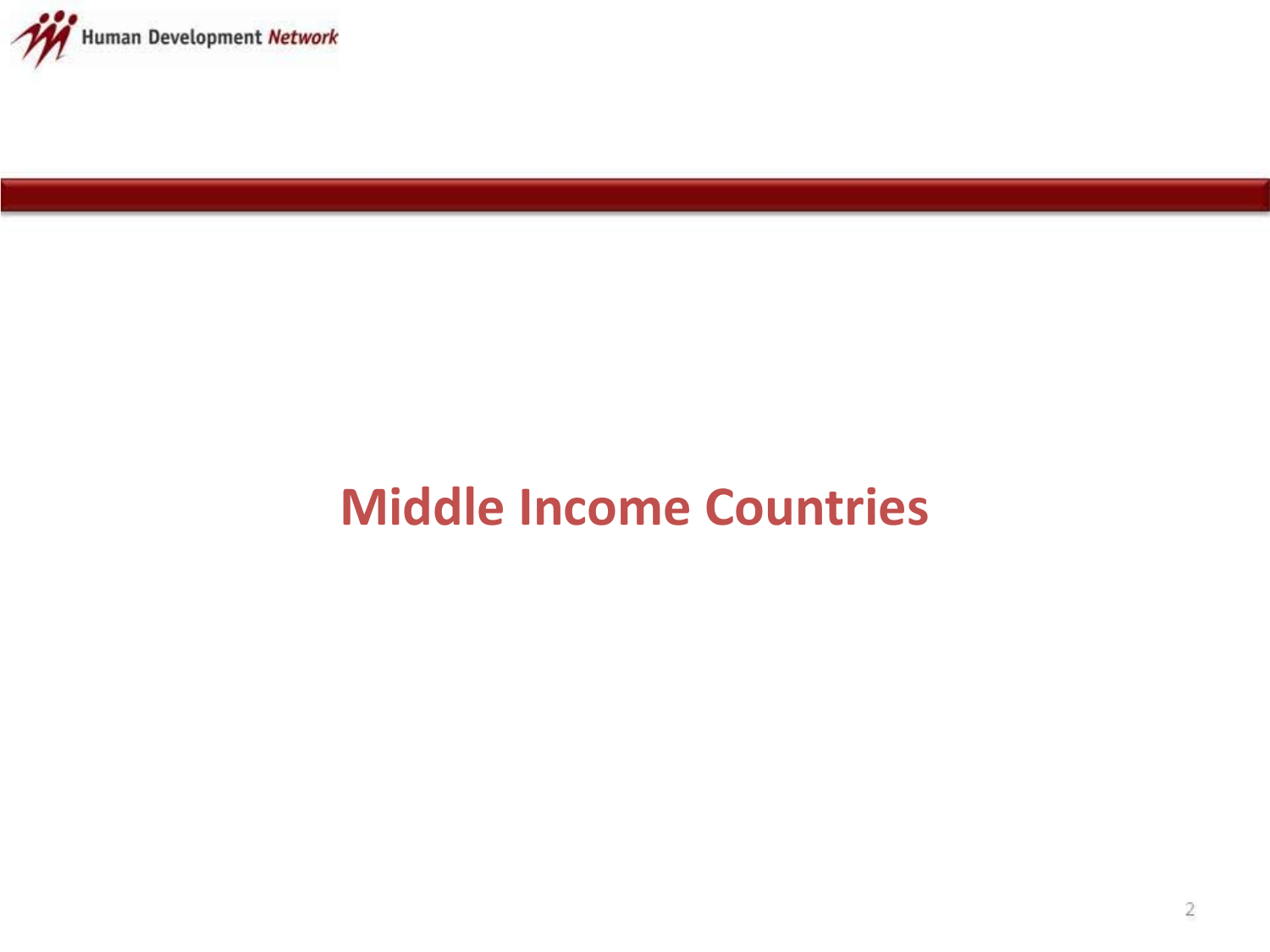# Middle Income Countries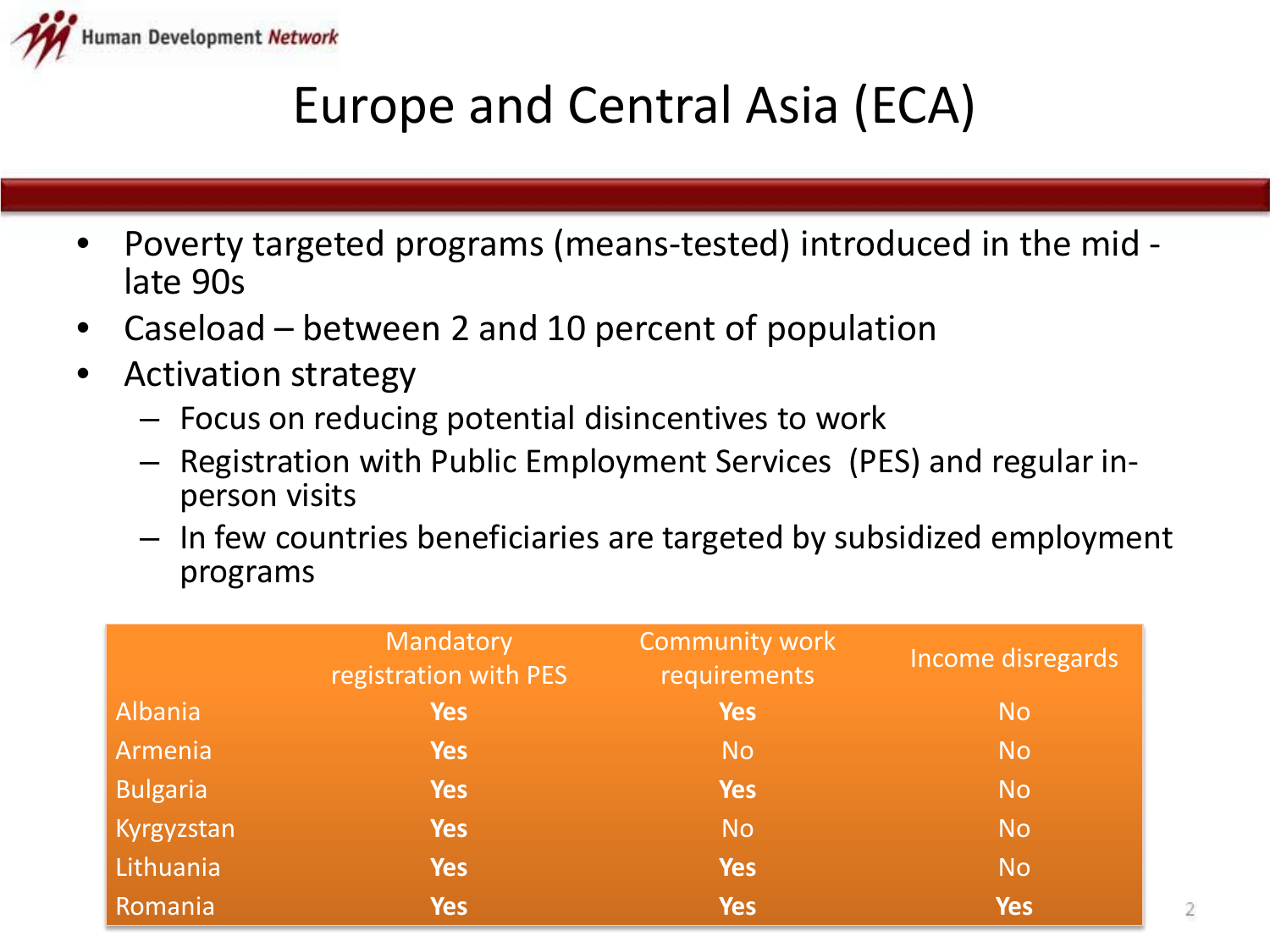# Europe and Central Asia (ECA)

- Poverty targeted programs (means-tested) introduced in the mid - late 90s
- Caseload – between 2 and 10 percent of population
- Activation strategy
  - Focus on reducing potential disincentives to work
  - Registration with Public Employment Services (PES) and regular in-person visits
  - In few countries beneficiaries are targeted by subsidized employment programs

| | Mandatory registration with PES | Community work requirements | Income disregards |
|---|---|---|---|
| Albania | **Yes** | **Yes** | No |
| Armenia | **Yes** | No | No |
| Bulgaria | **Yes** | **Yes** | No |
| Kyrgyzstan | **Yes** | No | No |
| Lithuania | **Yes** | **Yes** | No |
| Romania | **Yes** | **Yes** | **Yes** |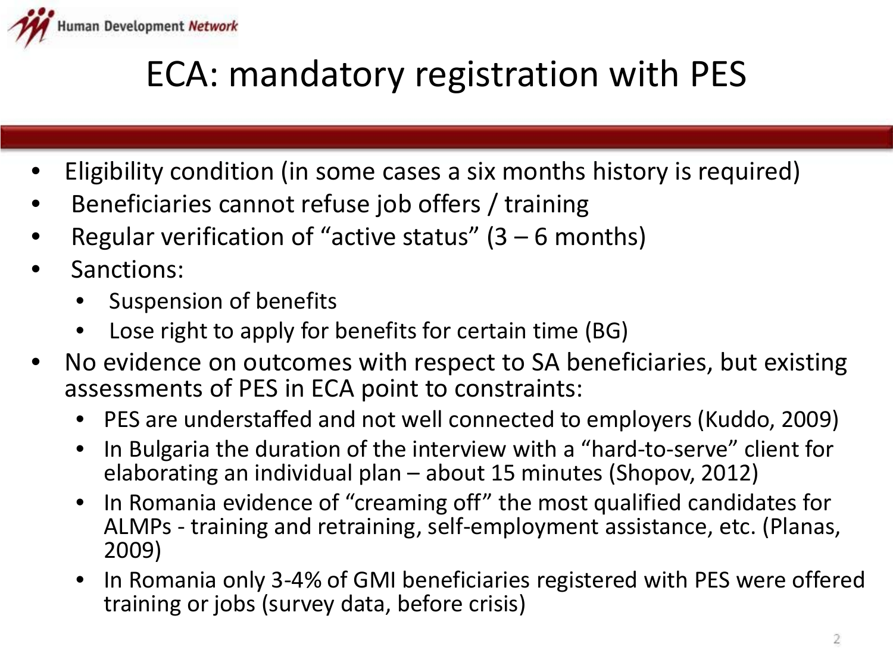# ECA: mandatory registration with PES

- Eligibility condition (in some cases a six months history is required)
- Beneficiaries cannot refuse job offers / training
- Regular verification of "active status" (3 – 6 months)
- Sanctions:
  - Suspension of benefits
  - Lose right to apply for benefits for certain time (BG)
- No evidence on outcomes with respect to SA beneficiaries, but existing assessments of PES in ECA point to constraints:
  - PES are understaffed and not well connected to employers (Kuddo, 2009)
  - In Bulgaria the duration of the interview with a "hard-to-serve" client for elaborating an individual plan – about 15 minutes (Shopov, 2012)
  - In Romania evidence of "creaming off" the most qualified candidates for ALMPs - training and retraining, self-employment assistance, etc. (Planas, 2009)
  - In Romania only 3-4% of GMI beneficiaries registered with PES were offered training or jobs (survey data, before crisis)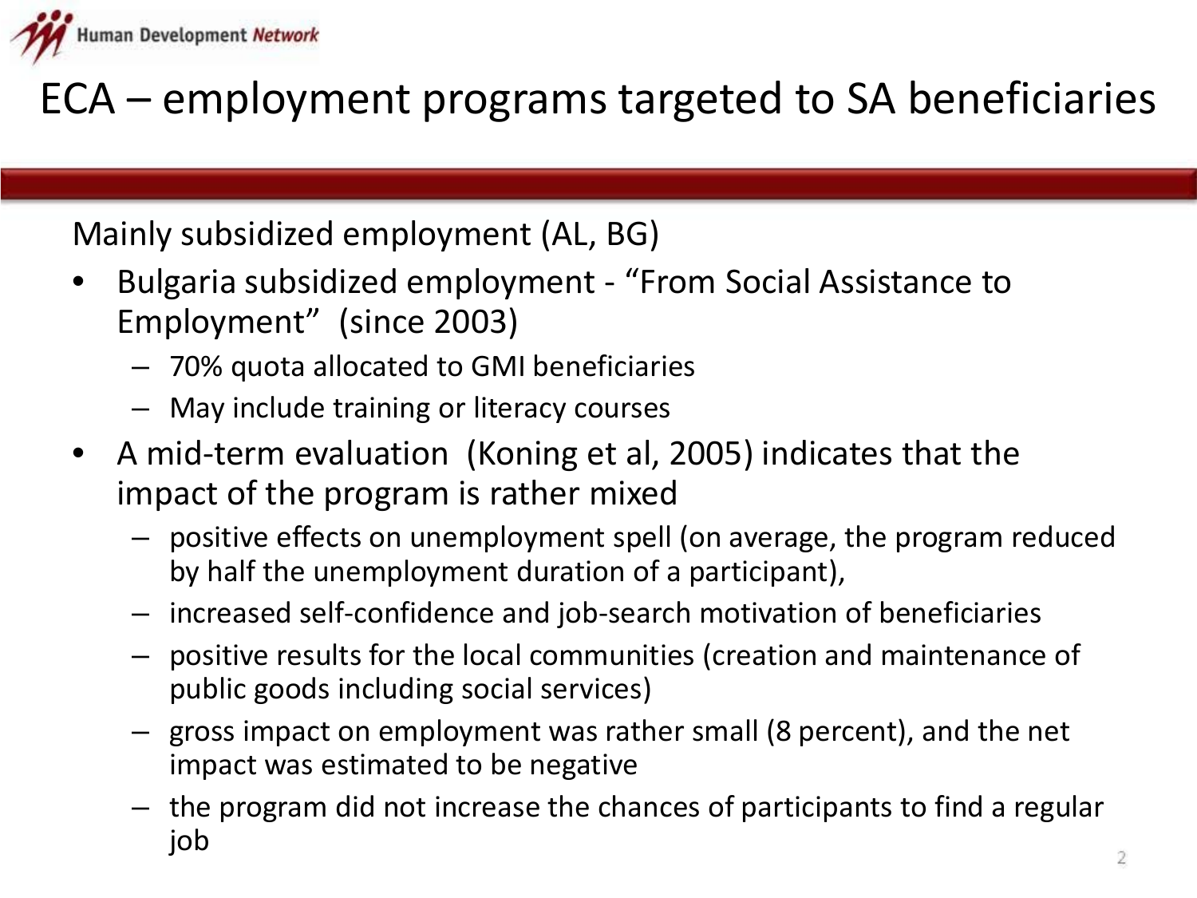# ECA – employment programs targeted to SA beneficiaries

Mainly subsidized employment (AL, BG)

- Bulgaria subsidized employment - "From Social Assistance to Employment" (since 2003)
  - 70% quota allocated to GMI beneficiaries
  - May include training or literacy courses
- A mid-term evaluation (Koning et al, 2005) indicates that the impact of the program is rather mixed
  - positive effects on unemployment spell (on average, the program reduced by half the unemployment duration of a participant),
  - increased self-confidence and job-search motivation of beneficiaries
  - positive results for the local communities (creation and maintenance of public goods including social services)
  - gross impact on employment was rather small (8 percent), and the net impact was estimated to be negative
  - the program did not increase the chances of participants to find a regular job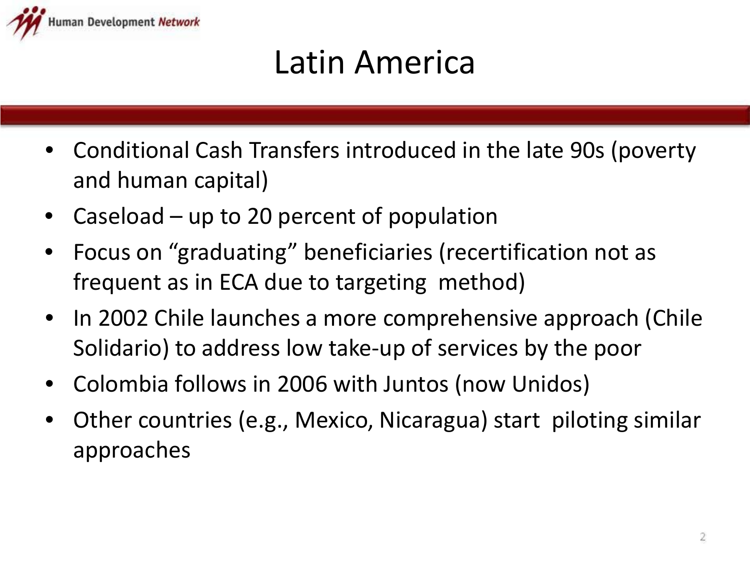# Latin America

- Conditional Cash Transfers introduced in the late 90s (poverty and human capital)
- Caseload – up to 20 percent of population
- Focus on "graduating" beneficiaries (recertification not as frequent as in ECA due to targeting method)
- In 2002 Chile launches a more comprehensive approach (Chile Solidario) to address low take-up of services by the poor
- Colombia follows in 2006 with Juntos (now Unidos)
- Other countries (e.g., Mexico, Nicaragua) start piloting similar approaches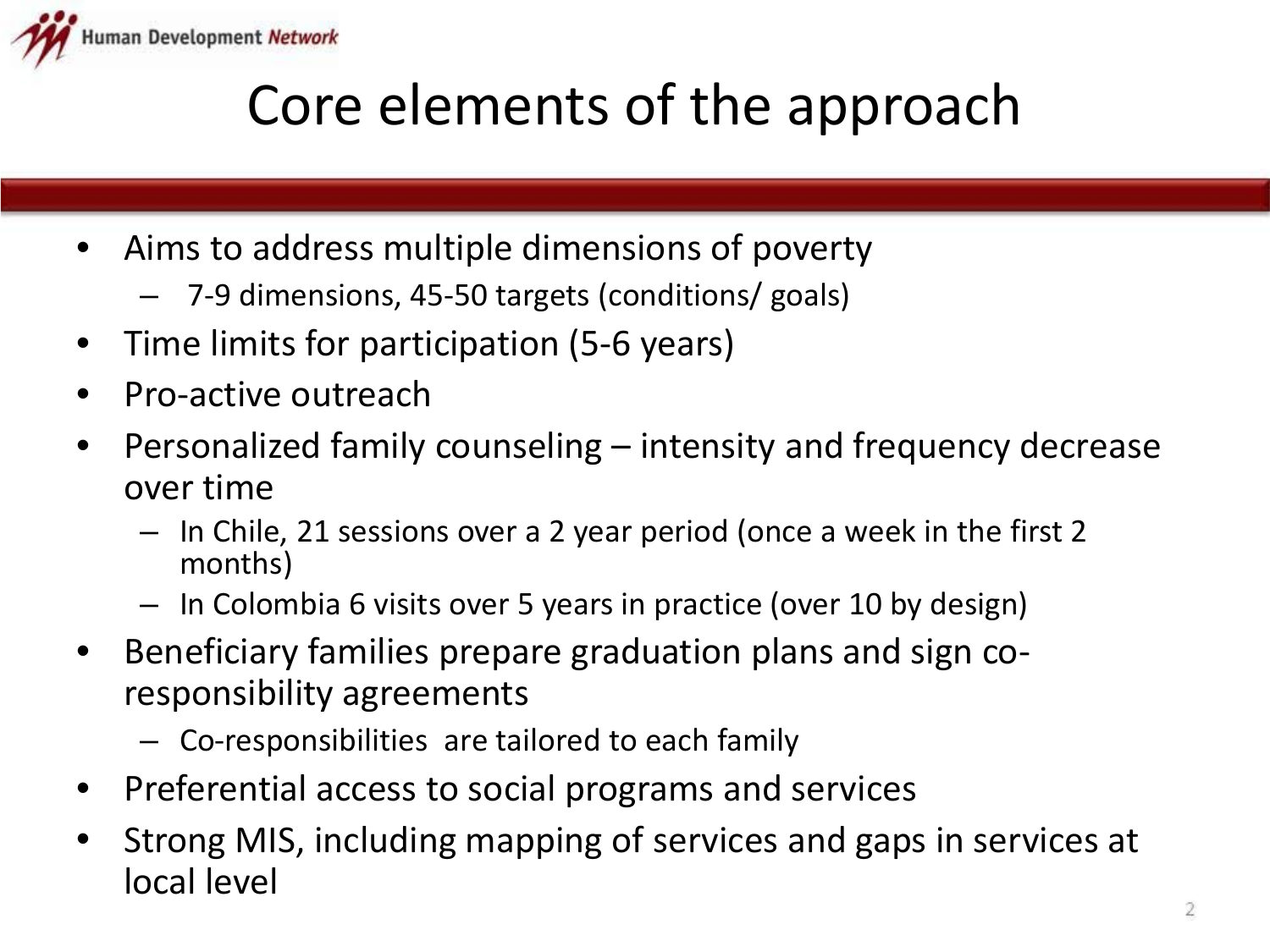# Core elements of the approach

- Aims to address multiple dimensions of poverty
  - 7-9 dimensions, 45-50 targets (conditions/ goals)
- Time limits for participation (5-6 years)
- Pro-active outreach
- Personalized family counseling – intensity and frequency decrease over time
  - In Chile, 21 sessions over a 2 year period (once a week in the first 2 months)
  - In Colombia 6 visits over 5 years in practice (over 10 by design)
- Beneficiary families prepare graduation plans and sign co-responsibility agreements
  - Co-responsibilities are tailored to each family
- Preferential access to social programs and services
- Strong MIS, including mapping of services and gaps in services at local level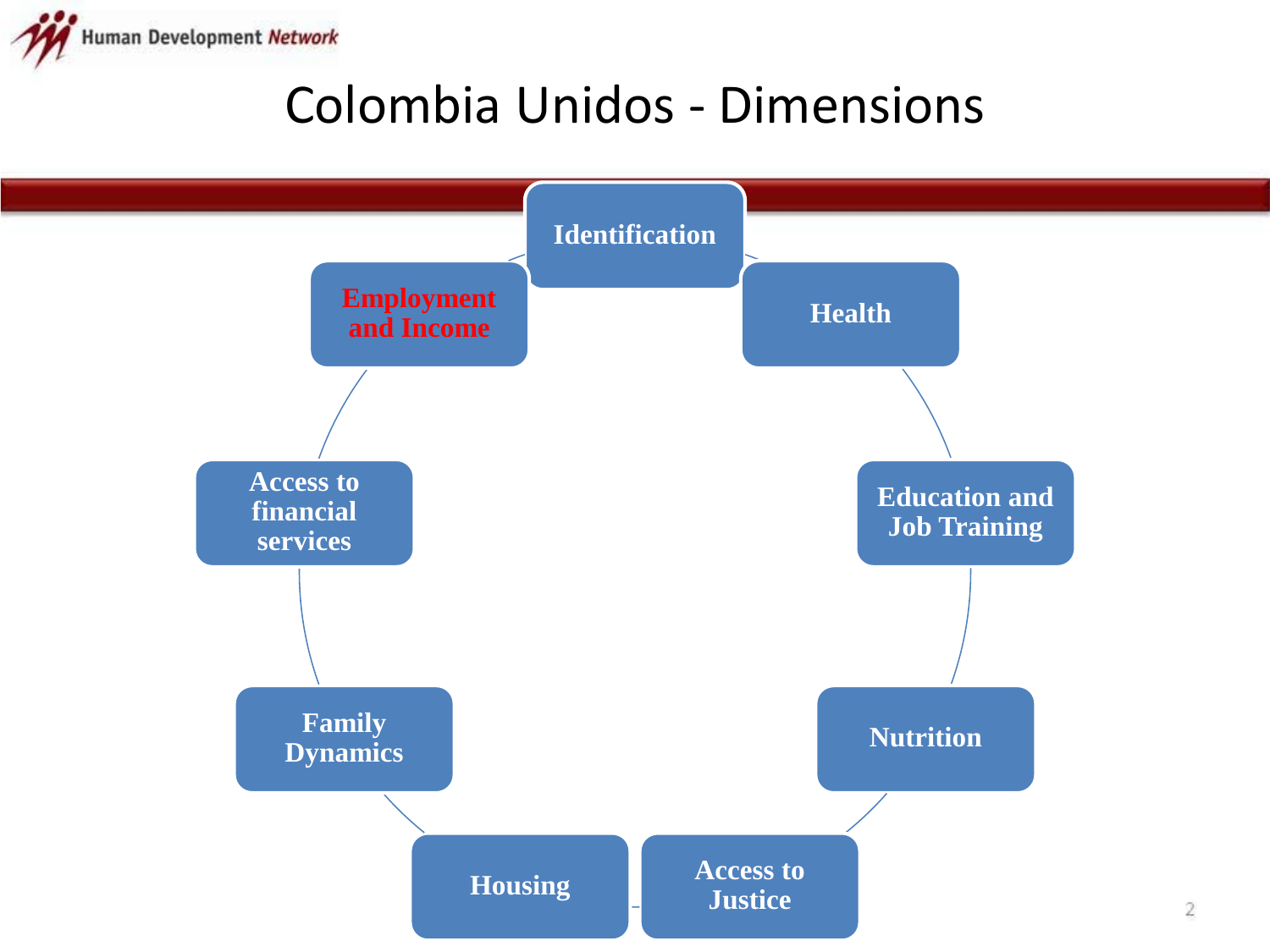# Colombia Unidos - Dimensions

- Identification
- Health
- Education and Job Training
- Nutrition
- Access to Justice
- Housing
- Family Dynamics
- Access to financial services
- Employment and Income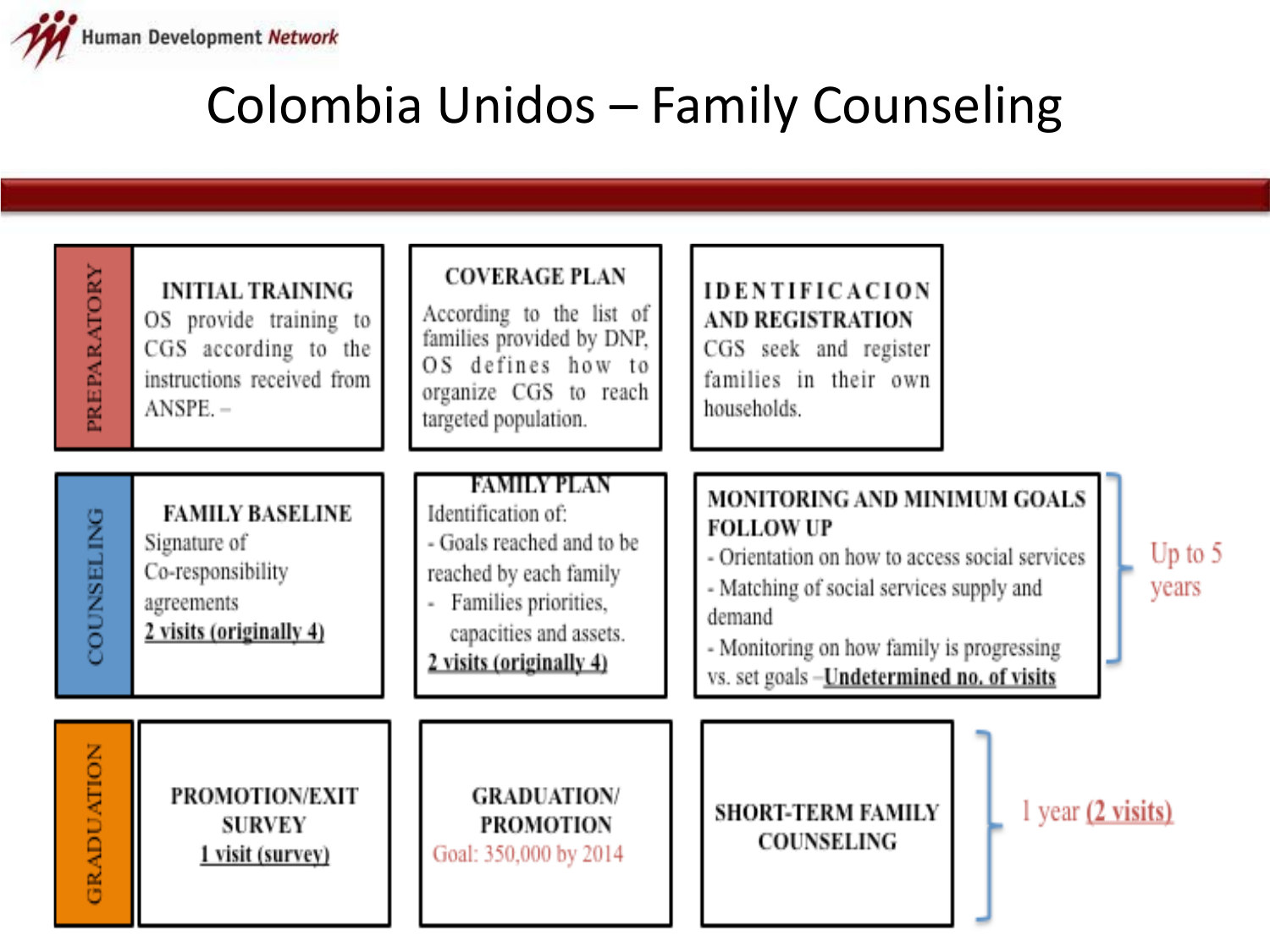# Colombia Unidos – Family Counseling

## PREPARATORY

**INITIAL TRAINING**
OS provide training to CGS according to the instructions received from ANSPE. –

**COVERAGE PLAN**
According to the list of families provided by DNP, OS defines how to organize CGS to reach targeted population.

**IDENTIFICACION AND REGISTRATION**
CGS seek and register families in their own households.

## COUNSELING

**FAMILY BASELINE**
Signature of Co-responsibility agreements
2 visits (originally 4)

**FAMILY PLAN**
Identification of:
- Goals reached and to be reached by each family
- Families priorities, capacities and assets.

2 visits (originally 4)

**MONITORING AND MINIMUM GOALS FOLLOW UP**
- Orientation on how to access social services
- Matching of social services supply and demand
- Monitoring on how family is progressing vs. set goals –Undetermined no. of visits

Up to 5 years

## GRADUATION

**PROMOTION/EXIT SURVEY**
1 visit (survey)

**GRADUATION/ PROMOTION**
Goal: 350,000 by 2014

**SHORT-TERM FAMILY COUNSELING**

1 year (2 visits)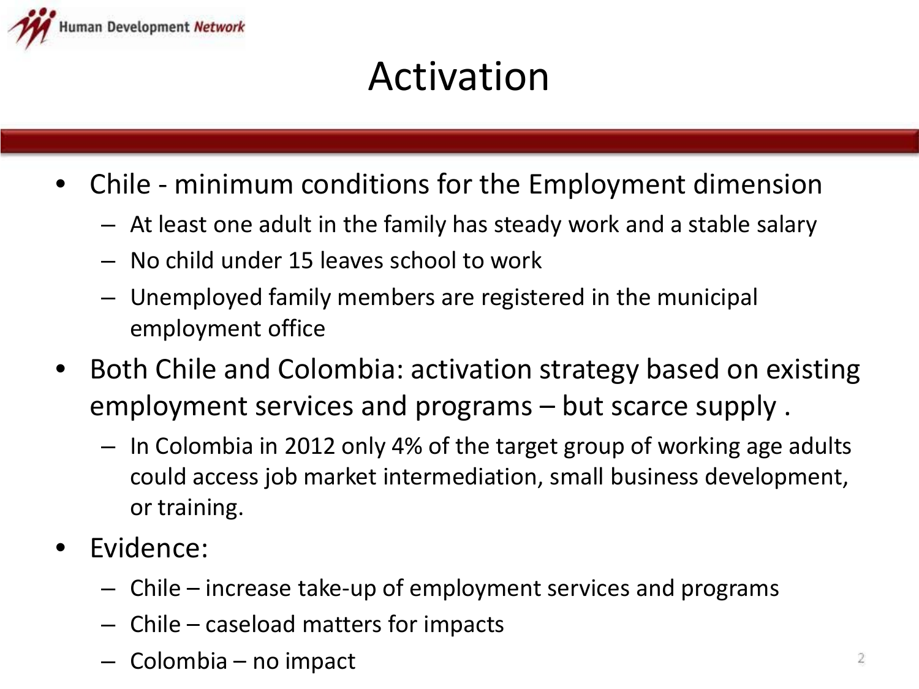# Activation

- Chile - minimum conditions for the Employment dimension
  - At least one adult in the family has steady work and a stable salary
  - No child under 15 leaves school to work
  - Unemployed family members are registered in the municipal employment office
- Both Chile and Colombia: activation strategy based on existing employment services and programs – but scarce supply .
  - In Colombia in 2012 only 4% of the target group of working age adults could access job market intermediation, small business development, or training.
- Evidence:
  - Chile – increase take-up of employment services and programs
  - Chile – caseload matters for impacts
  - Colombia – no impact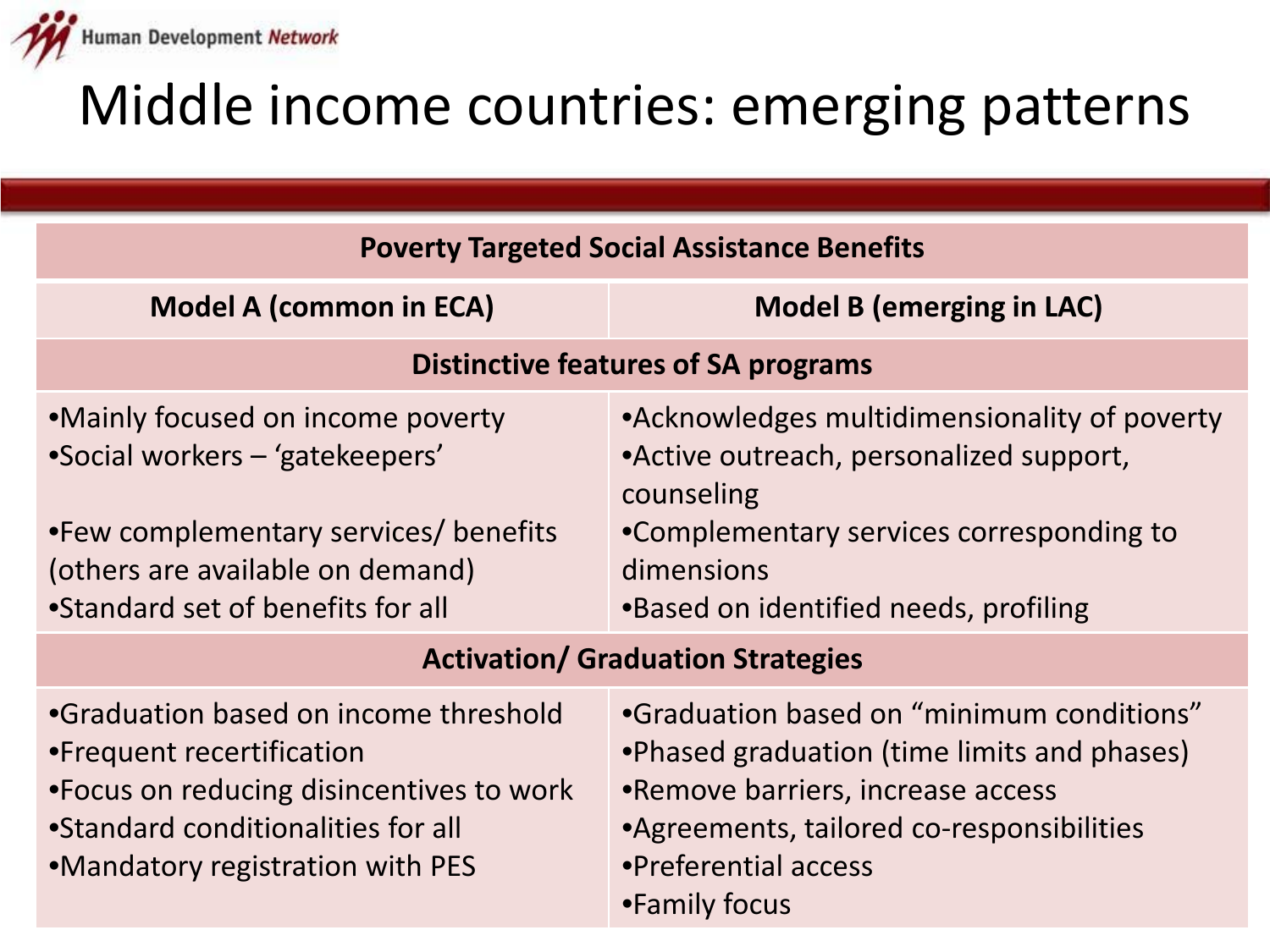# Middle income countries: emerging patterns

| Poverty Targeted Social Assistance Benefits | |
|---|---|
| **Model A (common in ECA)** | **Model B (emerging in LAC)** |
| **Distinctive features of SA programs** | |
| •Mainly focused on income poverty<br>•Social workers – 'gatekeepers'<br>•Few complementary services/ benefits (others are available on demand)<br>•Standard set of benefits for all | •Acknowledges multidimensionality of poverty<br>•Active outreach, personalized support, counseling<br>•Complementary services corresponding to dimensions<br>•Based on identified needs, profiling |
| **Activation/ Graduation Strategies** | |
| •Graduation based on income threshold<br>•Frequent recertification<br>•Focus on reducing disincentives to work<br>•Standard conditionalities for all<br>•Mandatory registration with PES | •Graduation based on "minimum conditions"<br>•Phased graduation (time limits and phases)<br>•Remove barriers, increase access<br>•Agreements, tailored co-responsibilities<br>•Preferential access<br>•Family focus |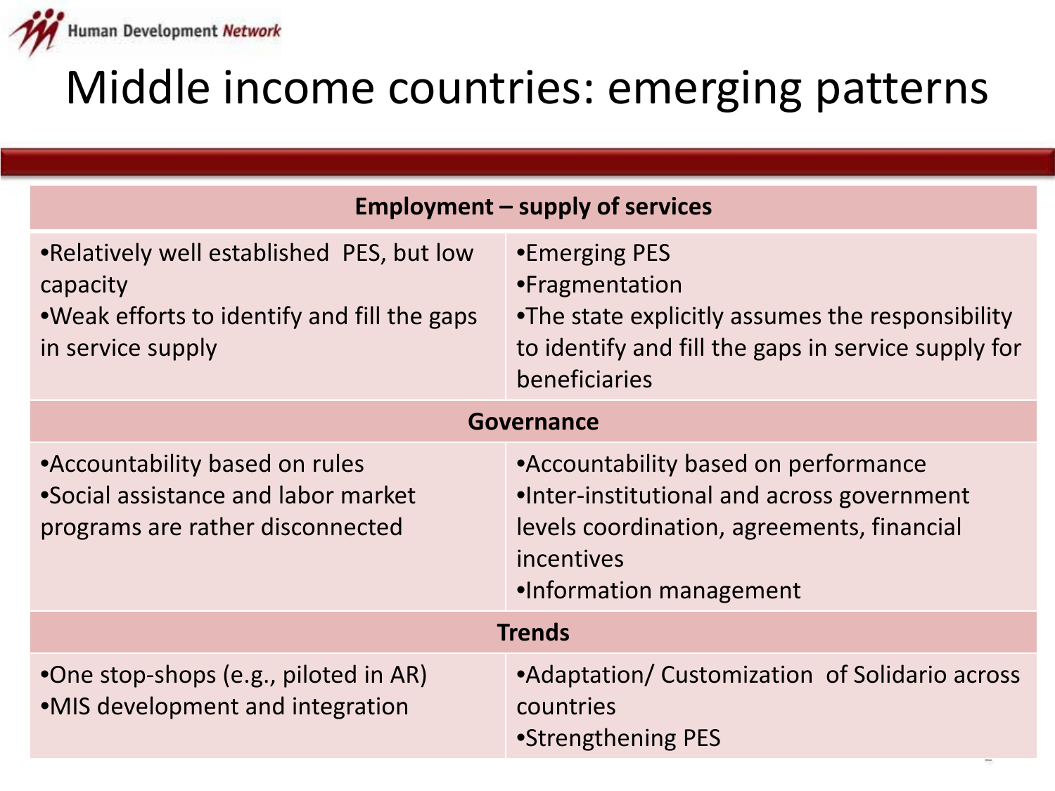# Middle income countries: emerging patterns

| Employment – supply of services | |
|---|---|
| •Relatively well established PES, but low capacity<br>•Weak efforts to identify and fill the gaps in service supply | •Emerging PES<br>•Fragmentation<br>•The state explicitly assumes the responsibility to identify and fill the gaps in service supply for beneficiaries |
| **Governance** | |
| •Accountability based on rules<br>•Social assistance and labor market programs are rather disconnected | •Accountability based on performance<br>•Inter-institutional and across government levels coordination, agreements, financial incentives<br>•Information management |
| **Trends** | |
| •One stop-shops (e.g., piloted in AR)<br>•MIS development and integration | •Adaptation/ Customization of Solidario across countries<br>•Strengthening PES |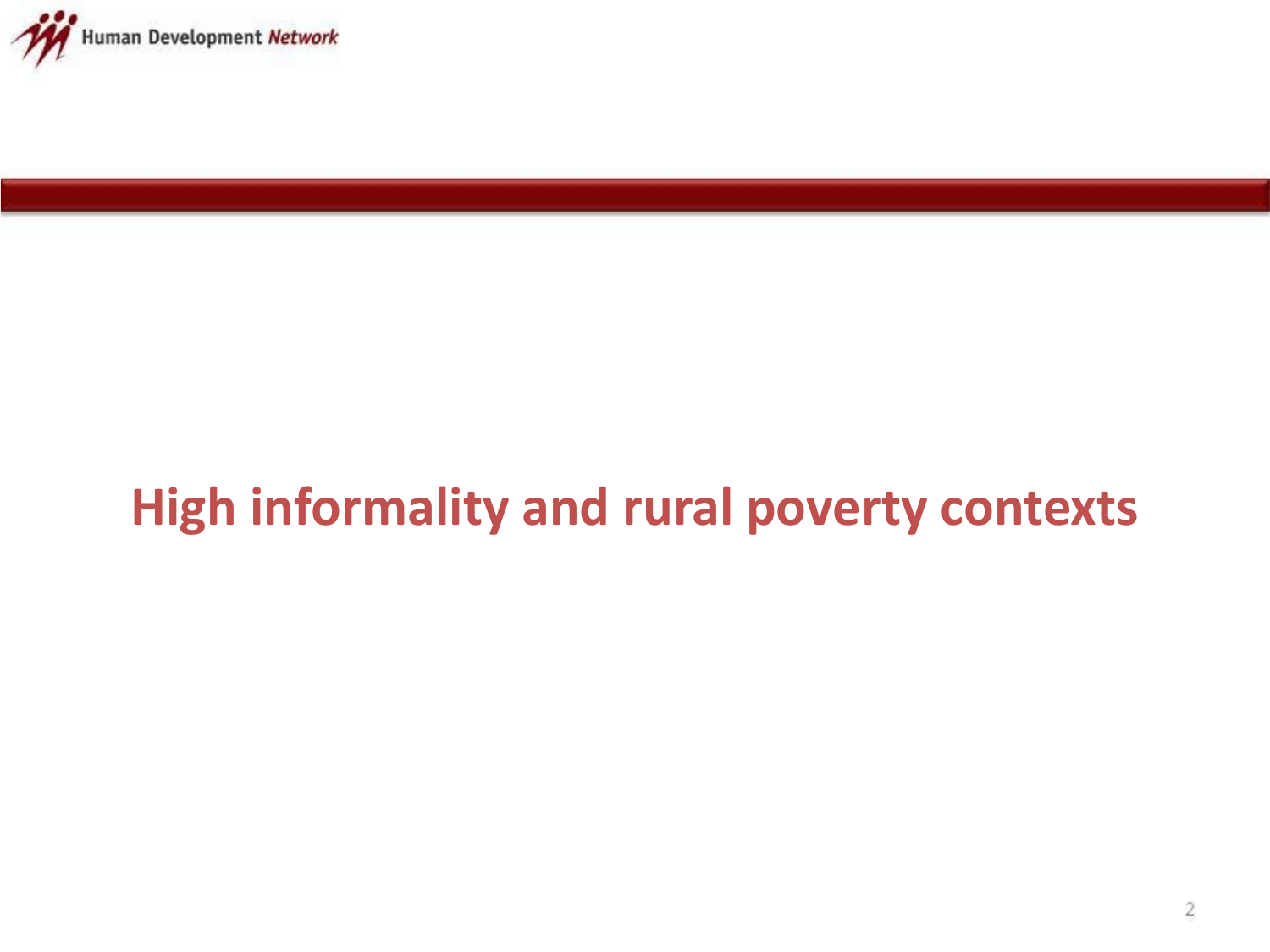# High informality and rural poverty contexts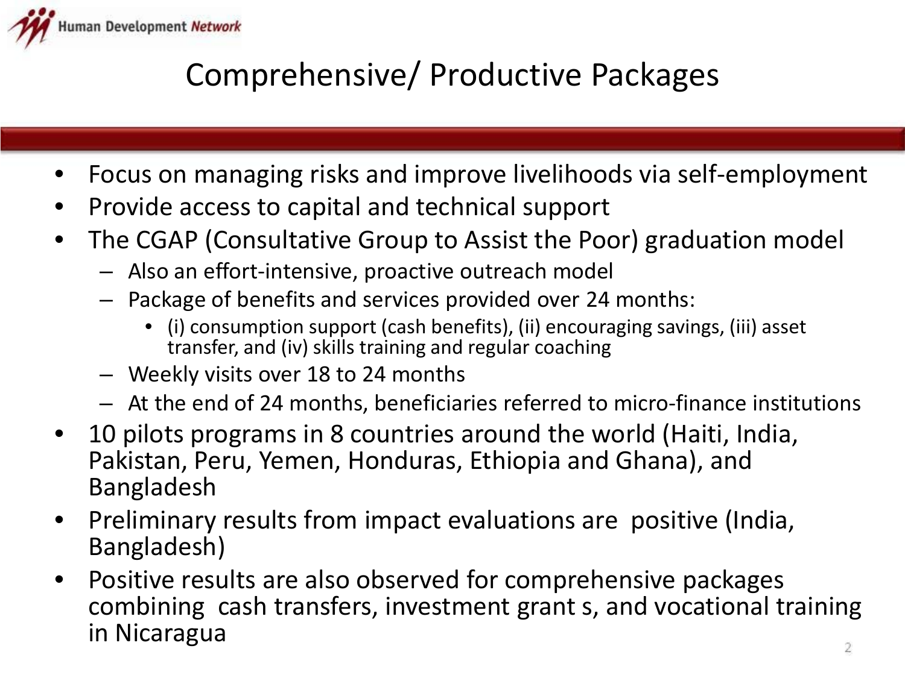# Comprehensive/ Productive Packages

- Focus on managing risks and improve livelihoods via self-employment
- Provide access to capital and technical support
- The CGAP (Consultative Group to Assist the Poor) graduation model
  - Also an effort-intensive, proactive outreach model
  - Package of benefits and services provided over 24 months:
    - (i) consumption support (cash benefits), (ii) encouraging savings, (iii) asset transfer, and (iv) skills training and regular coaching
  - Weekly visits over 18 to 24 months
  - At the end of 24 months, beneficiaries referred to micro-finance institutions
- 10 pilots programs in 8 countries around the world (Haiti, India, Pakistan, Peru, Yemen, Honduras, Ethiopia and Ghana), and Bangladesh
- Preliminary results from impact evaluations are positive (India, Bangladesh)
- Positive results are also observed for comprehensive packages combining cash transfers, investment grant s, and vocational training in Nicaragua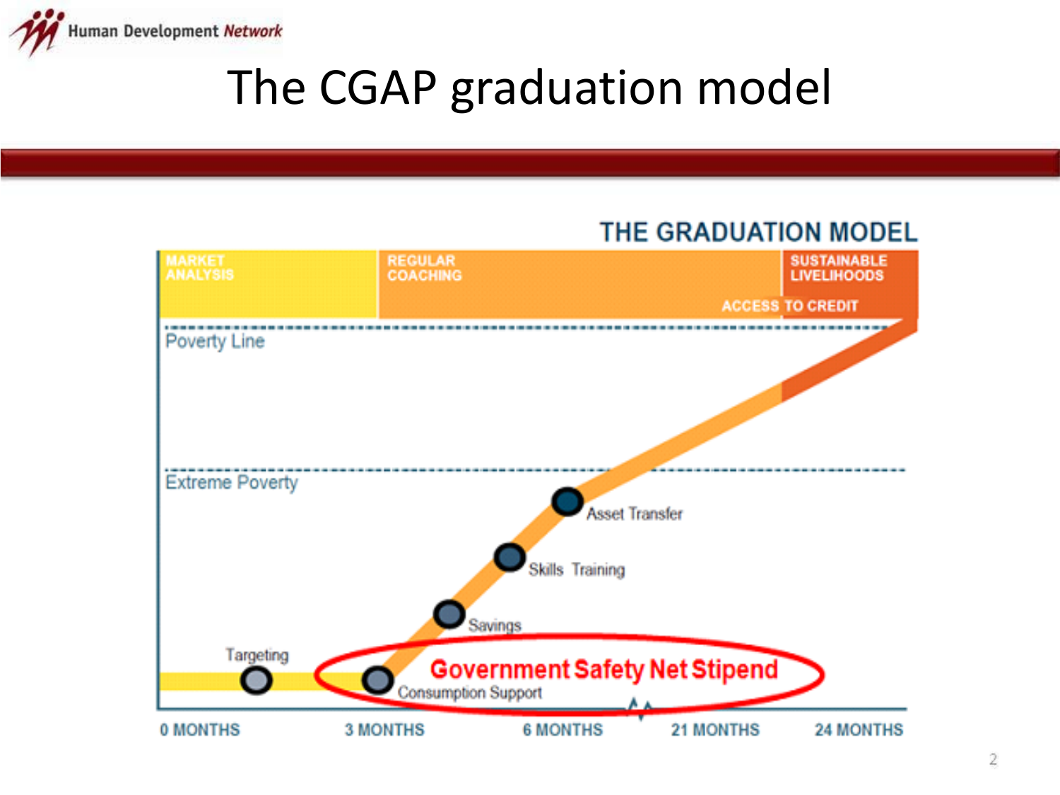# The CGAP graduation model

THE GRADUATION MODEL

MARKET ANALYSIS | REGULAR COACHING | SUSTAINABLE LIVELIHOODS

ACCESS TO CREDIT

Poverty Line

Extreme Poverty

Targeting

Consumption Support

Savings

Skills Training

Asset Transfer

Government Safety Net Stipend

0 MONTHS | 3 MONTHS | 6 MONTHS | 21 MONTHS | 24 MONTHS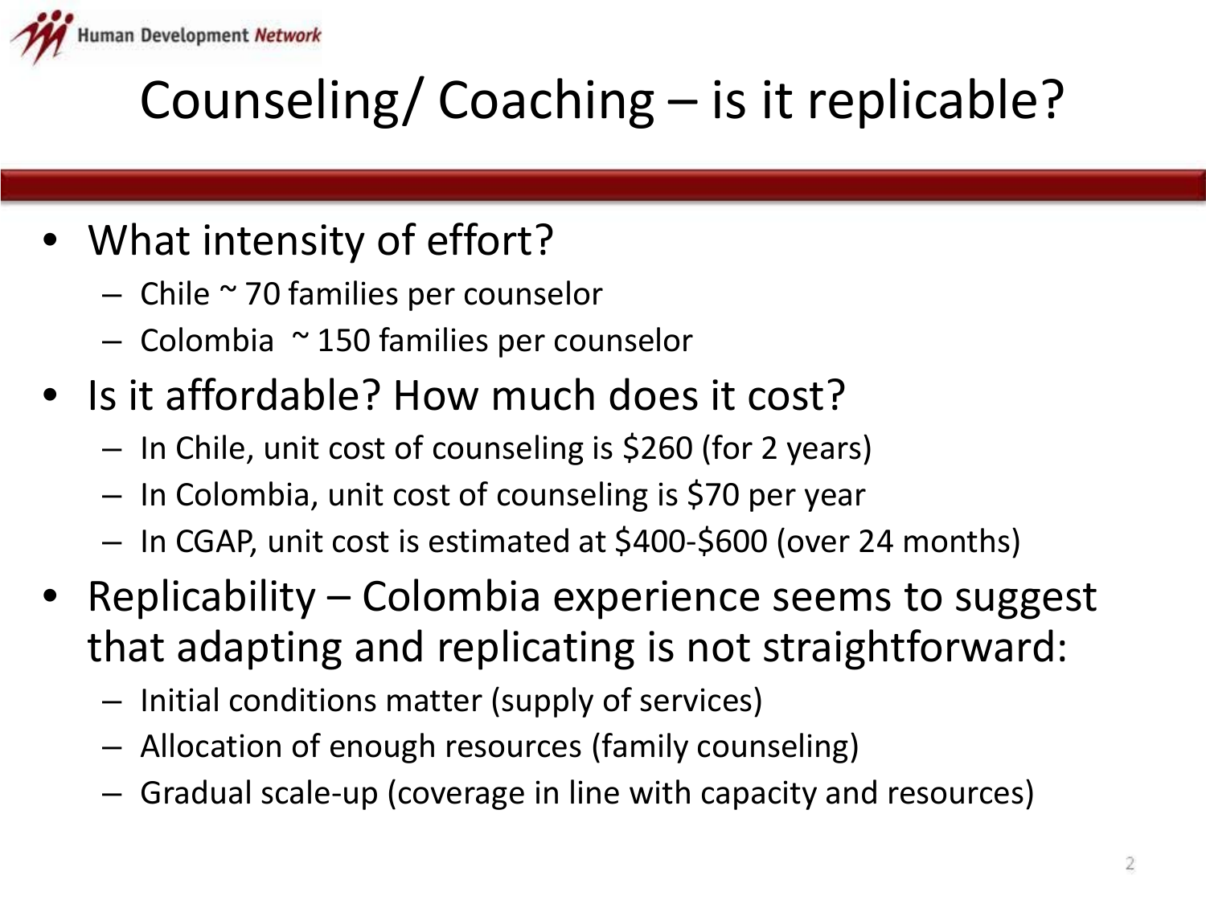# Counseling/ Coaching – is it replicable?

- What intensity of effort?
  - Chile ~ 70 families per counselor
  - Colombia ~ 150 families per counselor
- Is it affordable? How much does it cost?
  - In Chile, unit cost of counseling is $260 (for 2 years)
  - In Colombia, unit cost of counseling is $70 per year
  - In CGAP, unit cost is estimated at $400-$600 (over 24 months)
- Replicability – Colombia experience seems to suggest that adapting and replicating is not straightforward:
  - Initial conditions matter (supply of services)
  - Allocation of enough resources (family counseling)
  - Gradual scale-up (coverage in line with capacity and resources)